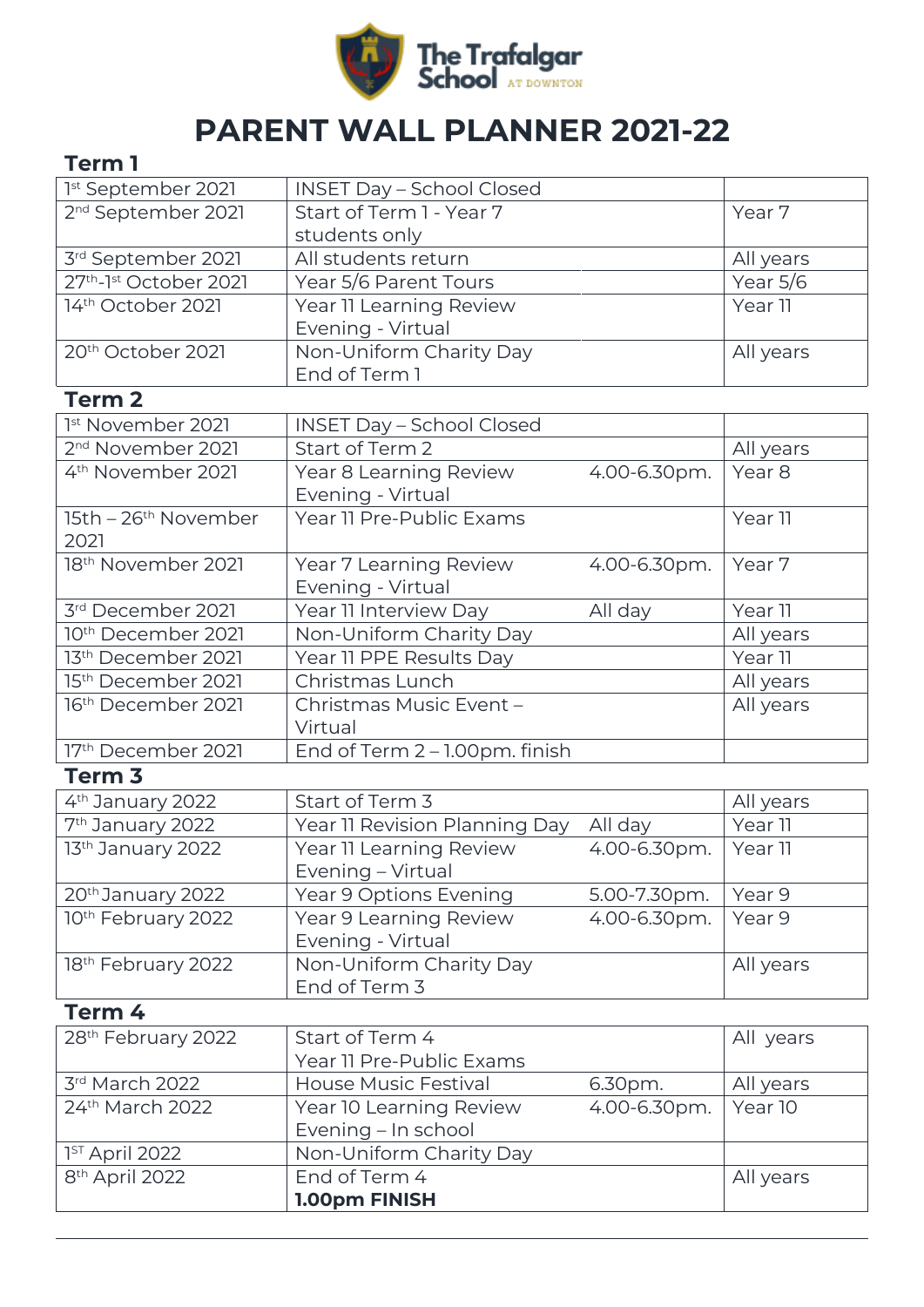The Trafalgar School AT DOWNTON

# PARENT WALL PLANNER 2021-22

## Term 1

| Date | Event | Time | Year |
|---|---|---|---|
| 1st September 2021 | INSET Day – School Closed | | |
| 2nd September 2021 | Start of Term 1 - Year 7 students only | | Year 7 |
| 3rd September 2021 | All students return | | All years |
| 27th-1st October 2021 | Year 5/6 Parent Tours | | Year 5/6 |
| 14th October 2021 | Year 11 Learning Review Evening - Virtual | | Year 11 |
| 20th October 2021 | Non-Uniform Charity Day<br>End of Term 1 | | All years |

## Term 2

| Date | Event | Time | Year |
|---|---|---|---|
| 1st November 2021 | INSET Day – School Closed | | |
| 2nd November 2021 | Start of Term 2 | | All years |
| 4th November 2021 | Year 8 Learning Review Evening - Virtual | 4.00-6.30pm. | Year 8 |
| 15th – 26th November 2021 | Year 11 Pre-Public Exams | | Year 11 |
| 18th November 2021 | Year 7 Learning Review Evening - Virtual | 4.00-6.30pm. | Year 7 |
| 3rd December 2021 | Year 11 Interview Day | All day | Year 11 |
| 10th December 2021 | Non-Uniform Charity Day | | All years |
| 13th December 2021 | Year 11 PPE Results Day | | Year 11 |
| 15th December 2021 | Christmas Lunch | | All years |
| 16th December 2021 | Christmas Music Event – Virtual | | All years |
| 17th December 2021 | End of Term 2 – 1.00pm. finish | | |

## Term 3

| Date | Event | Time | Year |
|---|---|---|---|
| 4th January 2022 | Start of Term 3 | | All years |
| 7th January 2022 | Year 11 Revision Planning Day | All day | Year 11 |
| 13th January 2022 | Year 11 Learning Review Evening – Virtual | 4.00-6.30pm. | Year 11 |
| 20th January 2022 | Year 9 Options Evening | 5.00-7.30pm. | Year 9 |
| 10th February 2022 | Year 9 Learning Review Evening - Virtual | 4.00-6.30pm. | Year 9 |
| 18th February 2022 | Non-Uniform Charity Day<br>End of Term 3 | | All years |

## Term 4

| Date | Event | Time | Year |
|---|---|---|---|
| 28th February 2022 | Start of Term 4<br>Year 11 Pre-Public Exams | | All years |
| 3rd March 2022 | House Music Festival | 6.30pm. | All years |
| 24th March 2022 | Year 10 Learning Review Evening – In school | 4.00-6.30pm. | Year 10 |
| 1ST April 2022 | Non-Uniform Charity Day | | |
| 8th April 2022 | End of Term 4<br>**1.00pm FINISH** | | All years |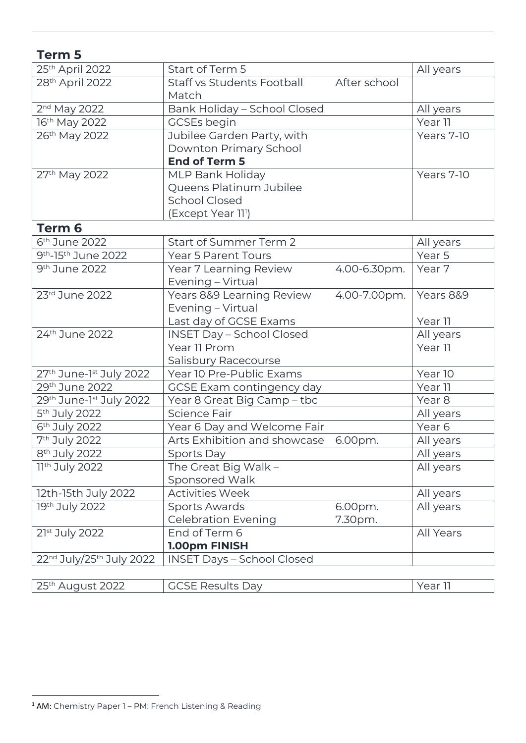## Term 5

| | | | |
|---|---|---|---|
| 25th April 2022 | Start of Term 5 | | All years |
| 28th April 2022 | Staff vs Students Football Match | After school | |
| 2nd May 2022 | Bank Holiday – School Closed | | All years |
| 16th May 2022 | GCSEs begin | | Year 11 |
| 26th May 2022 | Jubilee Garden Party, with Downton Primary School **End of Term 5** | | Years 7-10 |
| 27th May 2022 | MLP Bank Holiday Queens Platinum Jubilee School Closed (Except Year 11[1]) | | Years 7-10 |

## Term 6

| | | | |
|---|---|---|---|
| 6th June 2022 | Start of Summer Term 2 | | All years |
| 9th-15th June 2022 | Year 5 Parent Tours | | Year 5 |
| 9th June 2022 | Year 7 Learning Review Evening – Virtual | 4.00-6.30pm. | Year 7 |
| 23rd June 2022 | Years 8&9 Learning Review Evening – Virtual<br>Last day of GCSE Exams | 4.00-7.00pm. | Years 8&9<br>Year 11 |
| 24th June 2022 | INSET Day – School Closed<br>Year 11 Prom Salisbury Racecourse | | All years<br>Year 11 |
| 27th June-1st July 2022 | Year 10 Pre-Public Exams | | Year 10 |
| 29th June 2022 | GCSE Exam contingency day | | Year 11 |
| 29th June-1st July 2022 | Year 8 Great Big Camp – tbc | | Year 8 |
| 5th July 2022 | Science Fair | | All years |
| 6th July 2022 | Year 6 Day and Welcome Fair | | Year 6 |
| 7th July 2022 | Arts Exhibition and showcase | 6.00pm. | All years |
| 8th July 2022 | Sports Day | | All years |
| 11th July 2022 | The Great Big Walk – Sponsored Walk | | All years |
| 12th-15th July 2022 | Activities Week | | All years |
| 19th July 2022 | Sports Awards<br>Celebration Evening | 6.00pm.<br>7.30pm. | All years |
| 21st July 2022 | End of Term 6 **1.00pm FINISH** | | All Years |
| 22nd July/25th July 2022 | INSET Days – School Closed | | |

| | | |
|---|---|---|
| 25th August 2022 | GCSE Results Day | Year 11 |

[1] **AM:** Chemistry Paper 1 – PM: French Listening & Reading